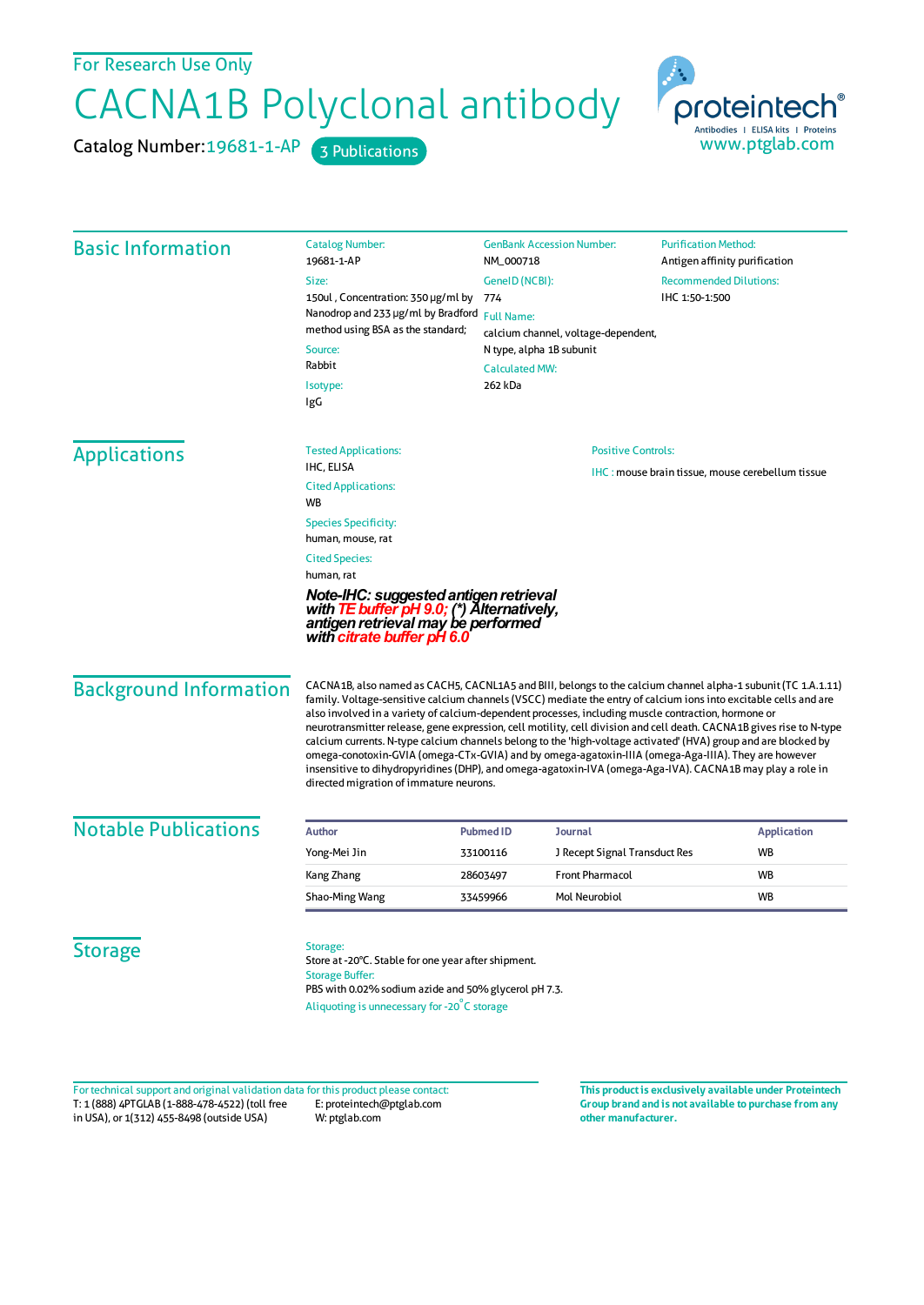For Research Use Only

# CACNA1B Polyclonal antibody

Catalog Number: 19681-1-AP  3 Publications

proteintech® Antibodies | ELISA kits | Proteins
www.ptglab.com

## Basic Information

**Catalog Number:**
19681-1-AP

**Size:**
150ul , Concentration: 350 μg/ml by Nanodrop and 233 μg/ml by Bradford method using BSA as the standard;

**Source:**
Rabbit

**Isotype:**
IgG

**GenBank Accession Number:**
NM_000718

**GeneID (NCBI):**
774

**Full Name:**
calcium channel, voltage-dependent, N type, alpha 1B subunit

**Calculated MW:**
262 kDa

**Purification Method:**
Antigen affinity purification

**Recommended Dilutions:**
IHC 1:50-1:500

## Applications

**Tested Applications:**
IHC, ELISA

**Cited Applications:**
WB

**Species Specificity:**
human, mouse, rat

**Cited Species:**
human, rat

***Note-IHC: suggested antigen retrieval with TE buffer pH 9.0; (\*) Alternatively, antigen retrieval may be performed with citrate buffer pH 6.0***

**Positive Controls:**

IHC : mouse brain tissue, mouse cerebellum tissue

## Background Information

CACNA1B, also named as CACH5, CACNL1A5 and BIII, belongs to the calcium channel alpha-1 subunit (TC 1.A.1.11) family. Voltage-sensitive calcium channels (VSCC) mediate the entry of calcium ions into excitable cells and are also involved in a variety of calcium-dependent processes, including muscle contraction, hormone or neurotransmitter release, gene expression, cell motility, cell division and cell death. CACNA1B gives rise to N-type calcium currents. N-type calcium channels belong to the 'high-voltage activated' (HVA) group and are blocked by omega-conotoxin-GVIA (omega-CTx-GVIA) and by omega-agatoxin-IIIA (omega-Aga-IIIA). They are however insensitive to dihydropyridines (DHP), and omega-agatoxin-IVA (omega-Aga-IVA). CACNA1B may play a role in directed migration of immature neurons.

## Notable Publications

| Author | Pubmed ID | Journal | Application |
|---|---|---|---|
| Yong-Mei Jin | 33100116 | J Recept Signal Transduct Res | WB |
| Kang Zhang | 28603497 | Front Pharmacol | WB |
| Shao-Ming Wang | 33459966 | Mol Neurobiol | WB |

## Storage

**Storage:**
Store at -20°C. Stable for one year after shipment.

**Storage Buffer:**
PBS with 0.02% sodium azide and 50% glycerol pH 7.3.

Aliquoting is unnecessary for -20°C storage

For technical support and original validation data for this product please contact:
T: 1 (888) 4PTGLAB (1-888-478-4522) (toll free in USA), or 1(312) 455-8498 (outside USA)
E: proteintech@ptglab.com
W: ptglab.com

**This product is exclusively available under Proteintech Group brand and is not available to purchase from any other manufacturer.**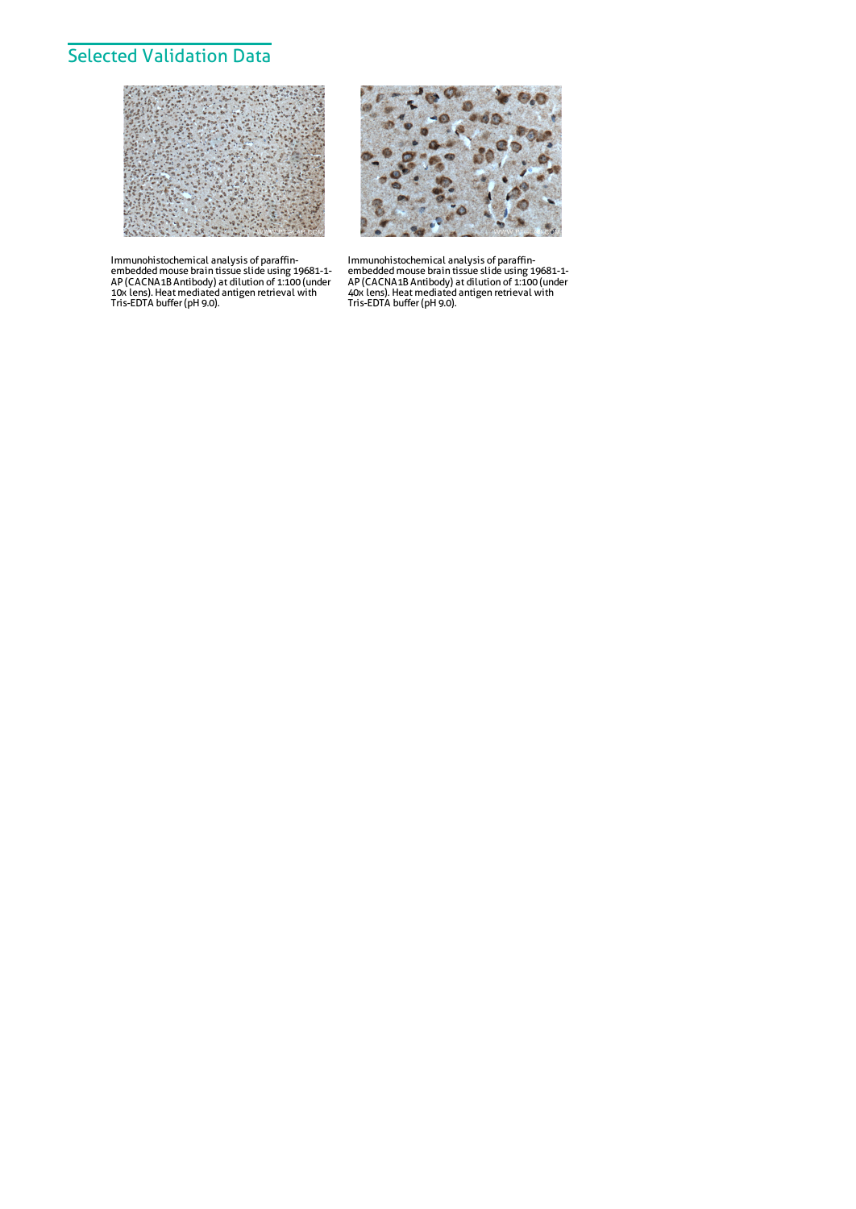## Selected Validation Data

Immunohistochemical analysis of paraffin-embedded mouse brain tissue slide using 19681-1-AP (CACNA1B Antibody) at dilution of 1:100 (under 10x lens). Heat mediated antigen retrieval with Tris-EDTA buffer (pH 9.0).

Immunohistochemical analysis of paraffin-embedded mouse brain tissue slide using 19681-1-AP (CACNA1B Antibody) at dilution of 1:100 (under 40x lens). Heat mediated antigen retrieval with Tris-EDTA buffer (pH 9.0).